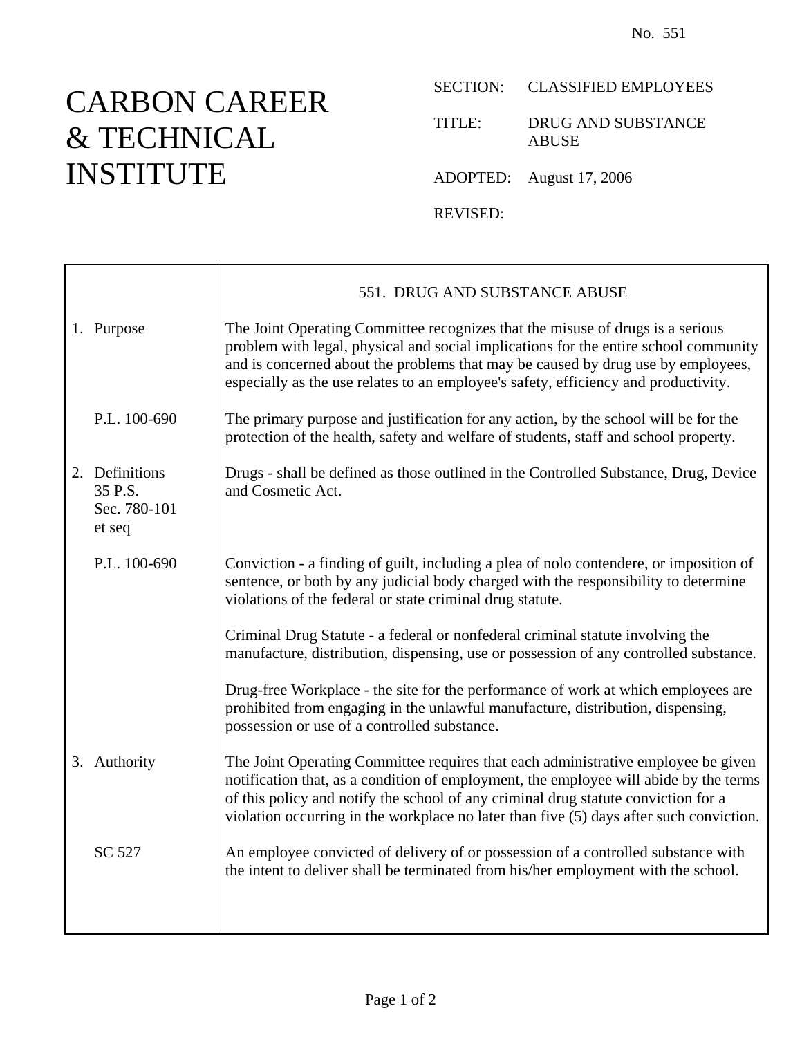No. 551

# CARBON CAREER & TECHNICAL INSTITUTE

SECTION: CLASSIFIED EMPLOYEES

TITLE: DRUG AND SUBSTANCE ABUSE

ADOPTED: August 17, 2006

REVISED:

## 551. DRUG AND SUBSTANCE ABUSE

| | |
|---|---|
| 1. Purpose | The Joint Operating Committee recognizes that the misuse of drugs is a serious problem with legal, physical and social implications for the entire school community and is concerned about the problems that may be caused by drug use by employees, especially as the use relates to an employee's safety, efficiency and productivity. |
| P.L. 100-690 | The primary purpose and justification for any action, by the school will be for the protection of the health, safety and welfare of students, staff and school property. |
| 2. Definitions<br>35 P.S. Sec. 780-101 et seq | Drugs - shall be defined as those outlined in the Controlled Substance, Drug, Device and Cosmetic Act. |
| P.L. 100-690 | Conviction - a finding of guilt, including a plea of nolo contendere, or imposition of sentence, or both by any judicial body charged with the responsibility to determine violations of the federal or state criminal drug statute. |
| | Criminal Drug Statute - a federal or nonfederal criminal statute involving the manufacture, distribution, dispensing, use or possession of any controlled substance. |
| | Drug-free Workplace - the site for the performance of work at which employees are prohibited from engaging in the unlawful manufacture, distribution, dispensing, possession or use of a controlled substance. |
| 3. Authority | The Joint Operating Committee requires that each administrative employee be given notification that, as a condition of employment, the employee will abide by the terms of this policy and notify the school of any criminal drug statute conviction for a violation occurring in the workplace no later than five (5) days after such conviction. |
| SC 527 | An employee convicted of delivery of or possession of a controlled substance with the intent to deliver shall be terminated from his/her employment with the school. |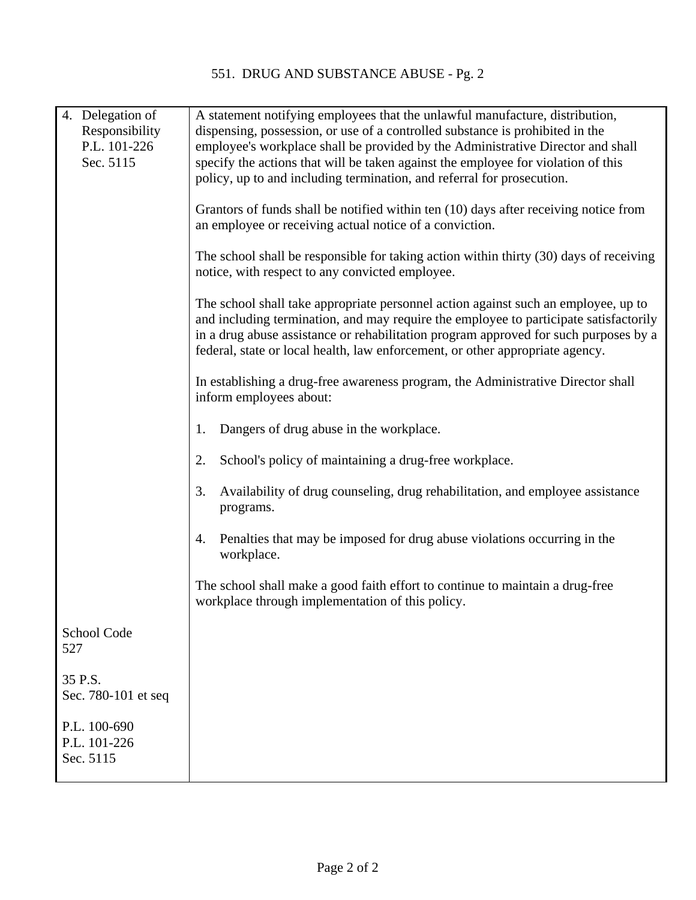# 551. DRUG AND SUBSTANCE ABUSE - Pg. 2

| | |
|---|---|
| 4. Delegation of Responsibility<br>P.L. 101-226<br>Sec. 5115 | A statement notifying employees that the unlawful manufacture, distribution, dispensing, possession, or use of a controlled substance is prohibited in the employee's workplace shall be provided by the Administrative Director and shall specify the actions that will be taken against the employee for violation of this policy, up to and including termination, and referral for prosecution.<br><br>Grantors of funds shall be notified within ten (10) days after receiving notice from an employee or receiving actual notice of a conviction.<br><br>The school shall be responsible for taking action within thirty (30) days of receiving notice, with respect to any convicted employee.<br><br>The school shall take appropriate personnel action against such an employee, up to and including termination, and may require the employee to participate satisfactorily in a drug abuse assistance or rehabilitation program approved for such purposes by a federal, state or local health, law enforcement, or other appropriate agency.<br><br>In establishing a drug-free awareness program, the Administrative Director shall inform employees about:<br><br>1. Dangers of drug abuse in the workplace.<br><br>2. School's policy of maintaining a drug-free workplace.<br><br>3. Availability of drug counseling, drug rehabilitation, and employee assistance programs.<br><br>4. Penalties that may be imposed for drug abuse violations occurring in the workplace.<br><br>The school shall make a good faith effort to continue to maintain a drug-free workplace through implementation of this policy. |
| School Code<br>527<br><br>35 P.S.<br>Sec. 780-101 et seq<br><br>P.L. 100-690<br>P.L. 101-226<br>Sec. 5115 | |